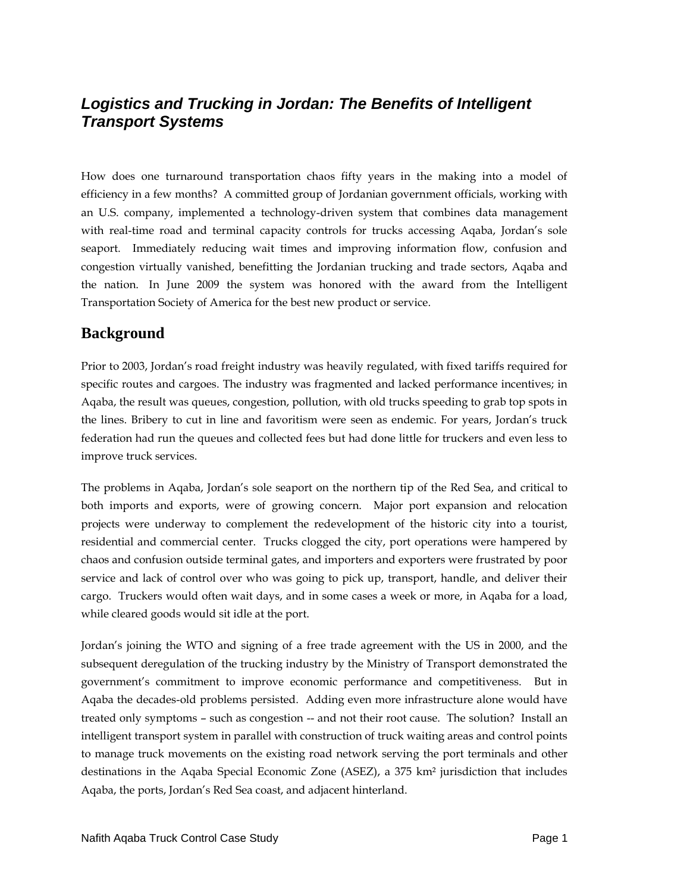# *Logistics and Trucking in Jordan: The Benefits of Intelligent Transport Systems*

How does one turnaround transportation chaos fifty years in the making into a model of efficiency in a few months? A committed group of Jordanian government officials, working with an U.S. company, implemented a technology-driven system that combines data management with real-time road and terminal capacity controls for trucks accessing Aqaba, Jordan's sole seaport. Immediately reducing wait times and improving information flow, confusion and congestion virtually vanished, benefitting the Jordanian trucking and trade sectors, Aqaba and the nation. In June 2009 the system was honored with the award from the Intelligent Transportation Society of America for the best new product or service.

## Background

Prior to 2003, Jordan's road freight industry was heavily regulated, with fixed tariffs required for specific routes and cargoes. The industry was fragmented and lacked performance incentives; in Aqaba, the result was queues, congestion, pollution, with old trucks speeding to grab top spots in the lines. Bribery to cut in line and favoritism were seen as endemic. For years, Jordan's truck federation had run the queues and collected fees but had done little for truckers and even less to improve truck services.

The problems in Aqaba, Jordan's sole seaport on the northern tip of the Red Sea, and critical to both imports and exports, were of growing concern. Major port expansion and relocation projects were underway to complement the redevelopment of the historic city into a tourist, residential and commercial center. Trucks clogged the city, port operations were hampered by chaos and confusion outside terminal gates, and importers and exporters were frustrated by poor service and lack of control over who was going to pick up, transport, handle, and deliver their cargo. Truckers would often wait days, and in some cases a week or more, in Aqaba for a load, while cleared goods would sit idle at the port.

Jordan's joining the WTO and signing of a free trade agreement with the US in 2000, and the subsequent deregulation of the trucking industry by the Ministry of Transport demonstrated the government's commitment to improve economic performance and competitiveness. But in Aqaba the decades-old problems persisted. Adding even more infrastructure alone would have treated only symptoms – such as congestion -- and not their root cause. The solution? Install an intelligent transport system in parallel with construction of truck waiting areas and control points to manage truck movements on the existing road network serving the port terminals and other destinations in the Aqaba Special Economic Zone (ASEZ), a 375 $km^2$ jurisdiction that includes Aqaba, the ports, Jordan's Red Sea coast, and adjacent hinterland.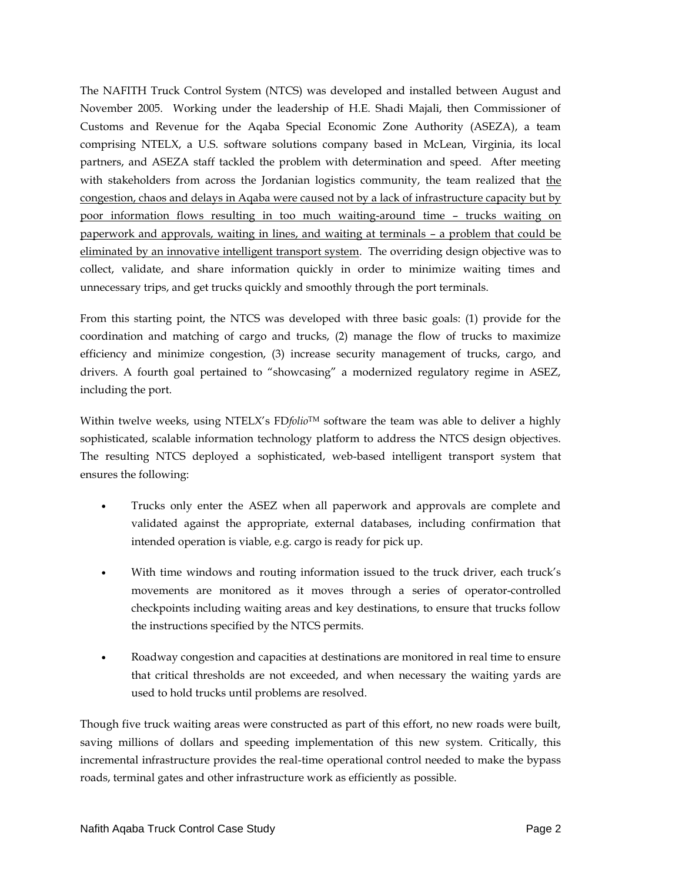The NAFITH Truck Control System (NTCS) was developed and installed between August and November 2005. Working under the leadership of H.E. Shadi Majali, then Commissioner of Customs and Revenue for the Aqaba Special Economic Zone Authority (ASEZA), a team comprising NTELX, a U.S. software solutions company based in McLean, Virginia, its local partners, and ASEZA staff tackled the problem with determination and speed. After meeting with stakeholders from across the Jordanian logistics community, the team realized that <u>the congestion, chaos and delays in Aqaba were caused not by a lack of infrastructure capacity but by poor information flows resulting in too much waiting-around time – trucks waiting on paperwork and approvals, waiting in lines, and waiting at terminals – a problem that could be eliminated by an innovative intelligent transport system</u>. The overriding design objective was to collect, validate, and share information quickly in order to minimize waiting times and unnecessary trips, and get trucks quickly and smoothly through the port terminals.

From this starting point, the NTCS was developed with three basic goals: (1) provide for the coordination and matching of cargo and trucks, (2) manage the flow of trucks to maximize efficiency and minimize congestion, (3) increase security management of trucks, cargo, and drivers. A fourth goal pertained to "showcasing" a modernized regulatory regime in ASEZ, including the port.

Within twelve weeks, using NTELX's FD*folio*™ software the team was able to deliver a highly sophisticated, scalable information technology platform to address the NTCS design objectives. The resulting NTCS deployed a sophisticated, web-based intelligent transport system that ensures the following:

- Trucks only enter the ASEZ when all paperwork and approvals are complete and validated against the appropriate, external databases, including confirmation that intended operation is viable, e.g. cargo is ready for pick up.
- With time windows and routing information issued to the truck driver, each truck's movements are monitored as it moves through a series of operator-controlled checkpoints including waiting areas and key destinations, to ensure that trucks follow the instructions specified by the NTCS permits.
- Roadway congestion and capacities at destinations are monitored in real time to ensure that critical thresholds are not exceeded, and when necessary the waiting yards are used to hold trucks until problems are resolved.

Though five truck waiting areas were constructed as part of this effort, no new roads were built, saving millions of dollars and speeding implementation of this new system. Critically, this incremental infrastructure provides the real-time operational control needed to make the bypass roads, terminal gates and other infrastructure work as efficiently as possible.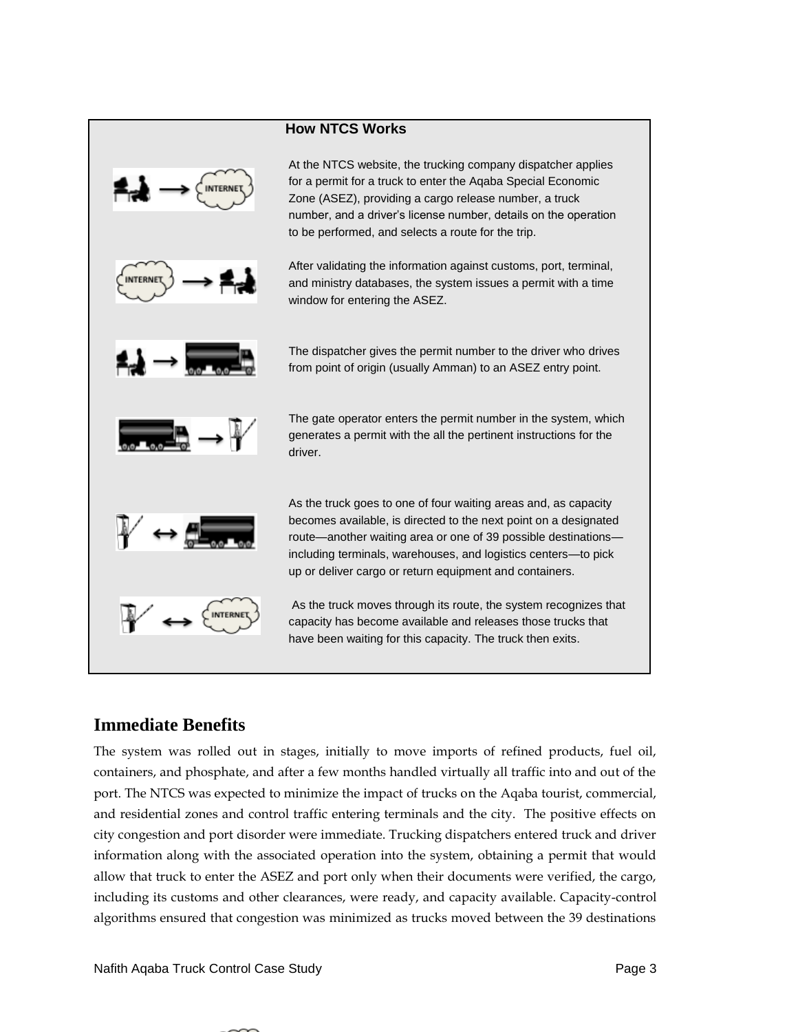**How NTCS Works**

At the NTCS website, the trucking company dispatcher applies for a permit for a truck to enter the Aqaba Special Economic Zone (ASEZ), providing a cargo release number, a truck number, and a driver's license number, details on the operation to be performed, and selects a route for the trip.

After validating the information against customs, port, terminal, and ministry databases, the system issues a permit with a time window for entering the ASEZ.

The dispatcher gives the permit number to the driver who drives from point of origin (usually Amman) to an ASEZ entry point.

The gate operator enters the permit number in the system, which generates a permit with the all the pertinent instructions for the driver.

As the truck goes to one of four waiting areas and, as capacity becomes available, is directed to the next point on a designated route—another waiting area or one of 39 possible destinations—including terminals, warehouses, and logistics centers—to pick up or deliver cargo or return equipment and containers.

As the truck moves through its route, the system recognizes that capacity has become available and releases those trucks that have been waiting for this capacity. The truck then exits.

## Immediate Benefits

The system was rolled out in stages, initially to move imports of refined products, fuel oil, containers, and phosphate, and after a few months handled virtually all traffic into and out of the port. The NTCS was expected to minimize the impact of trucks on the Aqaba tourist, commercial, and residential zones and control traffic entering terminals and the city. The positive effects on city congestion and port disorder were immediate. Trucking dispatchers entered truck and driver information along with the associated operation into the system, obtaining a permit that would allow that truck to enter the ASEZ and port only when their documents were verified, the cargo, including its customs and other clearances, were ready, and capacity available. Capacity-control algorithms ensured that congestion was minimized as trucks moved between the 39 destinations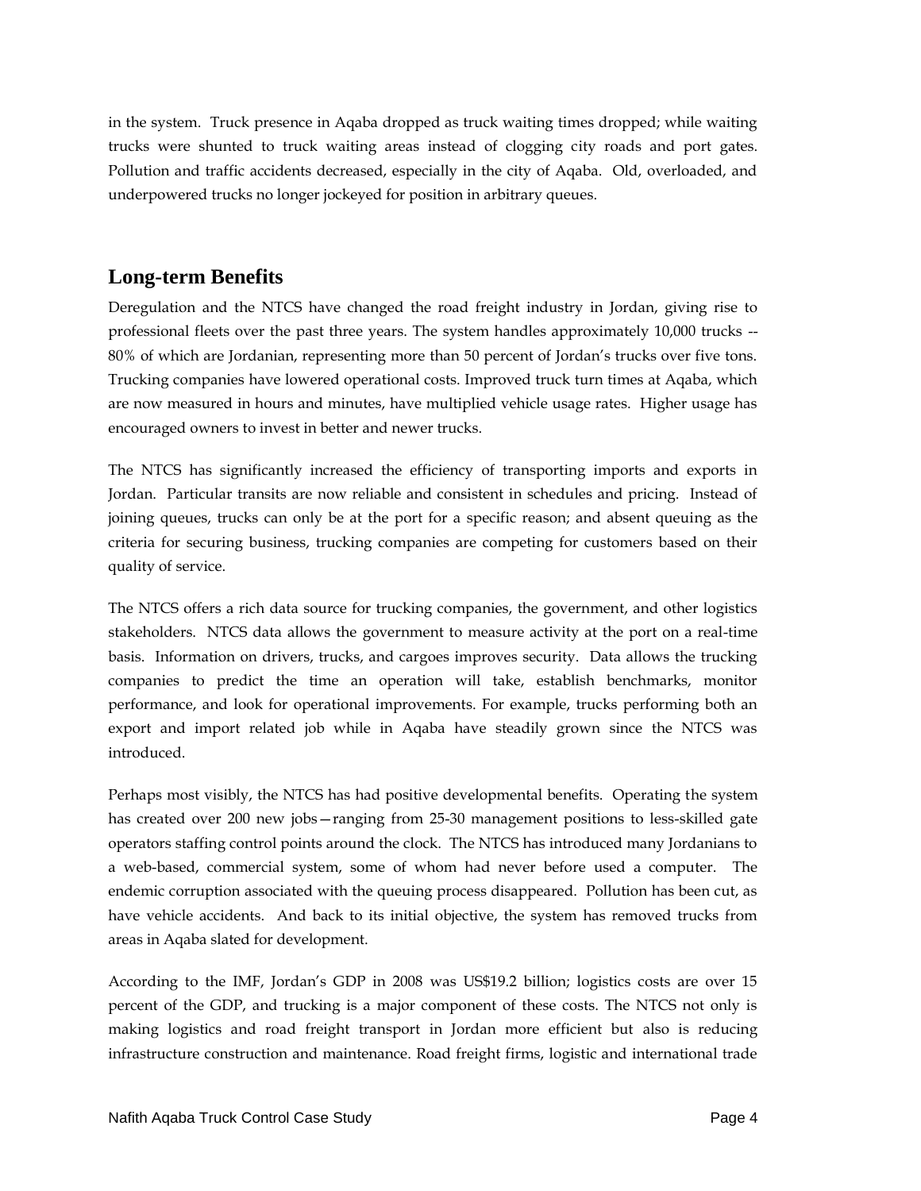in the system. Truck presence in Aqaba dropped as truck waiting times dropped; while waiting trucks were shunted to truck waiting areas instead of clogging city roads and port gates. Pollution and traffic accidents decreased, especially in the city of Aqaba. Old, overloaded, and underpowered trucks no longer jockeyed for position in arbitrary queues.

## Long-term Benefits

Deregulation and the NTCS have changed the road freight industry in Jordan, giving rise to professional fleets over the past three years. The system handles approximately 10,000 trucks -- 80% of which are Jordanian, representing more than 50 percent of Jordan's trucks over five tons. Trucking companies have lowered operational costs. Improved truck turn times at Aqaba, which are now measured in hours and minutes, have multiplied vehicle usage rates. Higher usage has encouraged owners to invest in better and newer trucks.

The NTCS has significantly increased the efficiency of transporting imports and exports in Jordan. Particular transits are now reliable and consistent in schedules and pricing. Instead of joining queues, trucks can only be at the port for a specific reason; and absent queuing as the criteria for securing business, trucking companies are competing for customers based on their quality of service.

The NTCS offers a rich data source for trucking companies, the government, and other logistics stakeholders. NTCS data allows the government to measure activity at the port on a real-time basis. Information on drivers, trucks, and cargoes improves security. Data allows the trucking companies to predict the time an operation will take, establish benchmarks, monitor performance, and look for operational improvements. For example, trucks performing both an export and import related job while in Aqaba have steadily grown since the NTCS was introduced.

Perhaps most visibly, the NTCS has had positive developmental benefits. Operating the system has created over 200 new jobs—ranging from 25-30 management positions to less-skilled gate operators staffing control points around the clock. The NTCS has introduced many Jordanians to a web-based, commercial system, some of whom had never before used a computer. The endemic corruption associated with the queuing process disappeared. Pollution has been cut, as have vehicle accidents. And back to its initial objective, the system has removed trucks from areas in Aqaba slated for development.

According to the IMF, Jordan's GDP in 2008 was US$19.2 billion; logistics costs are over 15 percent of the GDP, and trucking is a major component of these costs. The NTCS not only is making logistics and road freight transport in Jordan more efficient but also is reducing infrastructure construction and maintenance. Road freight firms, logistic and international trade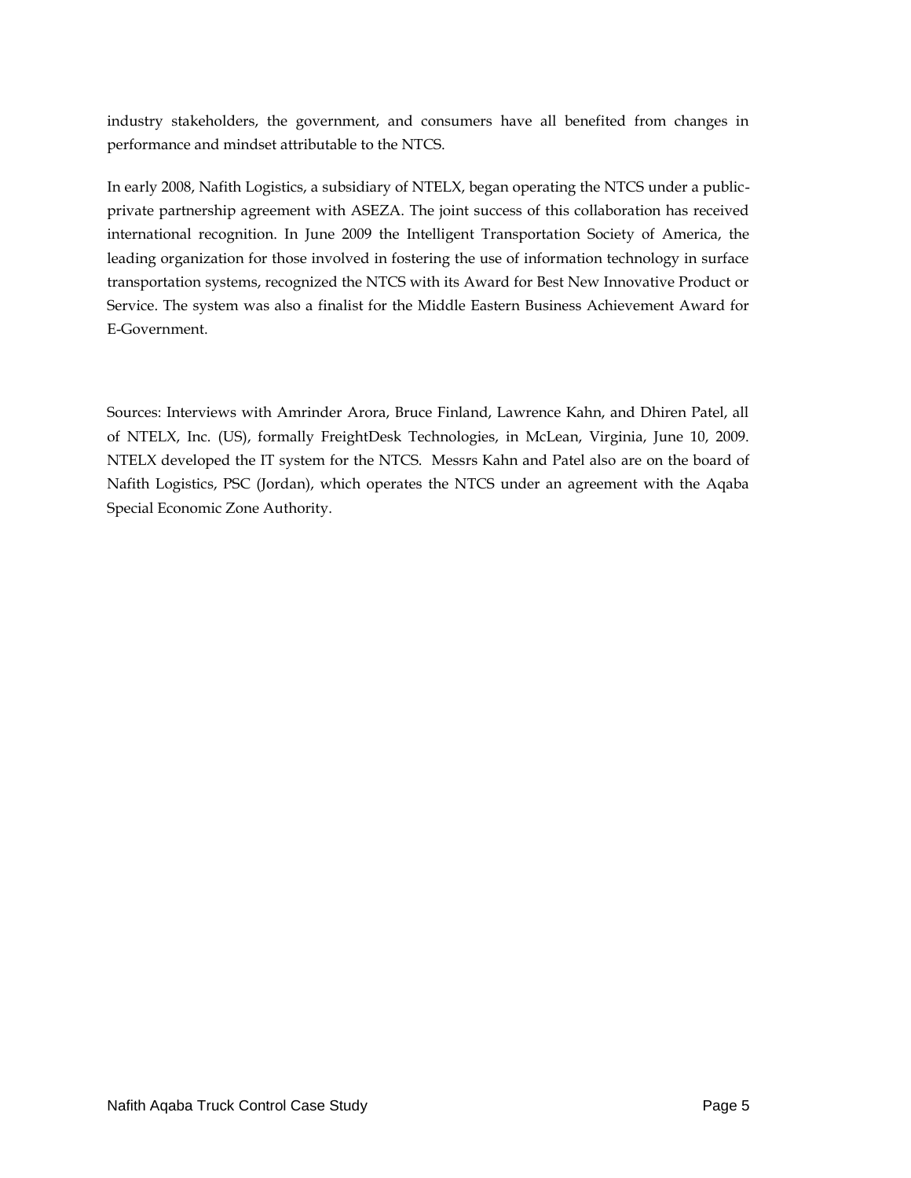industry stakeholders, the government, and consumers have all benefited from changes in performance and mindset attributable to the NTCS.

In early 2008, Nafith Logistics, a subsidiary of NTELX, began operating the NTCS under a public-private partnership agreement with ASEZA. The joint success of this collaboration has received international recognition. In June 2009 the Intelligent Transportation Society of America, the leading organization for those involved in fostering the use of information technology in surface transportation systems, recognized the NTCS with its Award for Best New Innovative Product or Service. The system was also a finalist for the Middle Eastern Business Achievement Award for E-Government.

Sources: Interviews with Amrinder Arora, Bruce Finland, Lawrence Kahn, and Dhiren Patel, all of NTELX, Inc. (US), formally FreightDesk Technologies, in McLean, Virginia, June 10, 2009. NTELX developed the IT system for the NTCS. Messrs Kahn and Patel also are on the board of Nafith Logistics, PSC (Jordan), which operates the NTCS under an agreement with the Aqaba Special Economic Zone Authority.